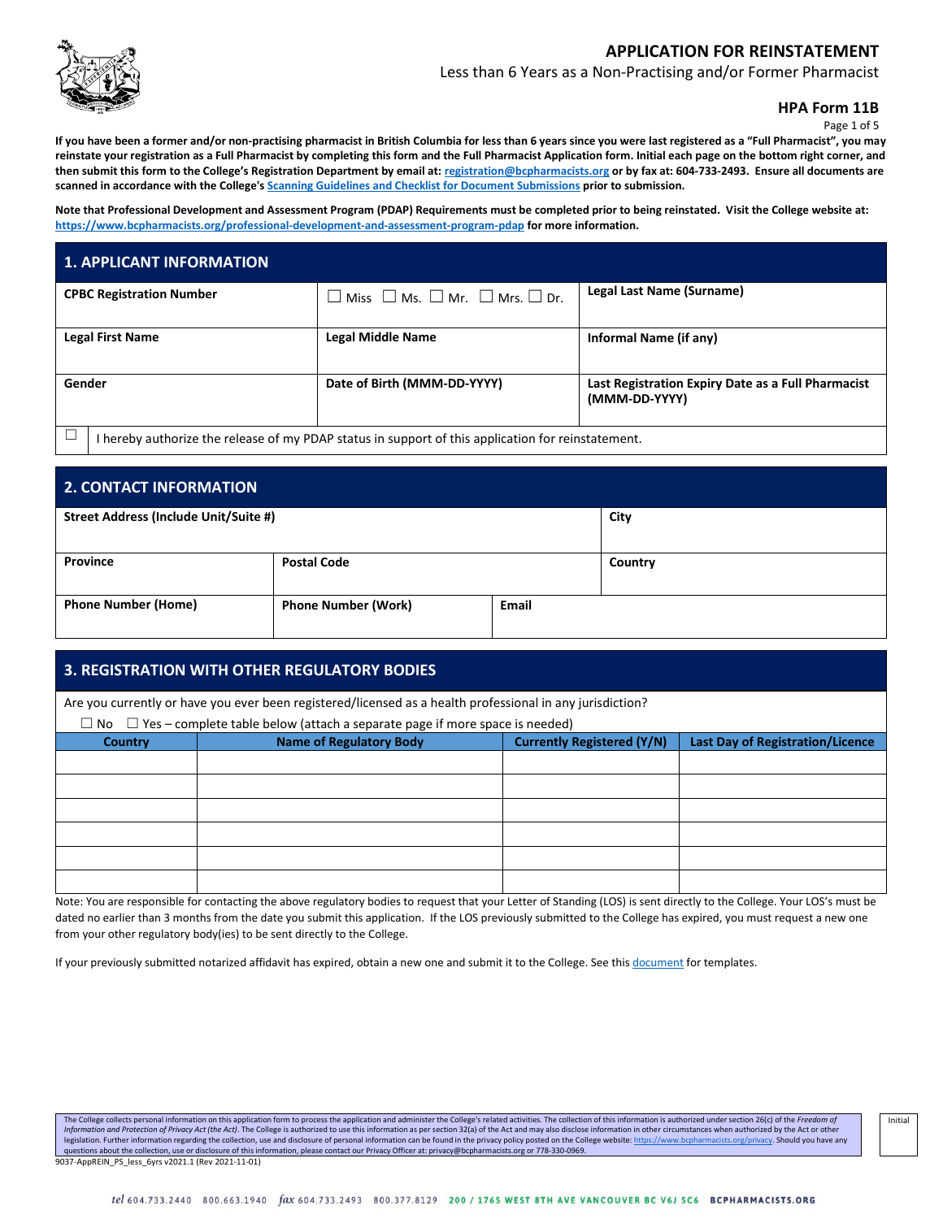# APPLICATION FOR REINSTATEMENT

Less than 6 Years as a Non-Practising and/or Former Pharmacist

**HPA Form 11B**

**If you have been a former and/or non-practising pharmacist in British Columbia for less than 6 years since you were last registered as a "Full Pharmacist", you may reinstate your registration as a Full Pharmacist by completing this form and the Full Pharmacist Application form. Initial each page on the bottom right corner, and then submit this form to the College's Registration Department by email at: registration@bcpharmacists.org or by fax at: 604-733-2493. Ensure all documents are scanned in accordance with the College's Scanning Guidelines and Checklist for Document Submissions prior to submission.**

**Note that Professional Development and Assessment Program (PDAP) Requirements must be completed prior to being reinstated. Visit the College website at: https://www.bcpharmacists.org/professional-development-and-assessment-program-pdap for more information.**

## 1. APPLICANT INFORMATION

| **CPBC Registration Number** | ☐ Miss ☐ Ms. ☐ Mr. ☐ Mrs. ☐ Dr. | **Legal Last Name (Surname)** |
|---|---|---|
| **Legal First Name** | **Legal Middle Name** | **Informal Name (if any)** |
| **Gender** | **Date of Birth (MMM-DD-YYYY)** | **Last Registration Expiry Date as a Full Pharmacist (MMM-DD-YYYY)** |

☐ I hereby authorize the release of my PDAP status in support of this application for reinstatement.

## 2. CONTACT INFORMATION

| **Street Address (Include Unit/Suite #)** | | | **City** |
|---|---|---|---|
| **Province** | **Postal Code** | | **Country** |
| **Phone Number (Home)** | **Phone Number (Work)** | **Email** | |

## 3. REGISTRATION WITH OTHER REGULATORY BODIES

Are you currently or have you ever been registered/licensed as a health professional in any jurisdiction?

☐ No ☐ Yes – complete table below (attach a separate page if more space is needed)

| Country | Name of Regulatory Body | Currently Registered (Y/N) | Last Day of Registration/Licence |
|---|---|---|---|
| | | | |
| | | | |
| | | | |
| | | | |
| | | | |
| | | | |

Note: You are responsible for contacting the above regulatory bodies to request that your Letter of Standing (LOS) is sent directly to the College. Your LOS's must be dated no earlier than 3 months from the date you submit this application. If the LOS previously submitted to the College has expired, you must request a new one from your other regulatory body(ies) to be sent directly to the College.

If your previously submitted notarized affidavit has expired, obtain a new one and submit it to the College. See this document for templates.

The College collects personal information on this application form to process the application and administer the College's related activities. The collection of this information is authorized under section 26(c) of the *Freedom of Information and Protection of Privacy Act (the Act)*. The College is authorized to use this information as per section 32(a) of the Act and may also disclose information in other circumstances when authorized by the Act or other legislation. Further information regarding the collection, use and disclosure of personal information can be found in the privacy policy posted on the College website: https://www.bcpharmacists.org/privacy. Should you have any questions about the collection, use or disclosure of this information, please contact our Privacy Officer at: privacy@bcpharmacists.org or 778-330-0969.

Initial

9037-AppREIN_PS_less_6yrs v2021.1 (Rev 2021-11-01)

tel 604.733.2440 800.663.1940 fax 604.733.2493 800.377.8129 200 / 1765 WEST 8TH AVE VANCOUVER BC V6J 5C6 BCPHARMACISTS.ORG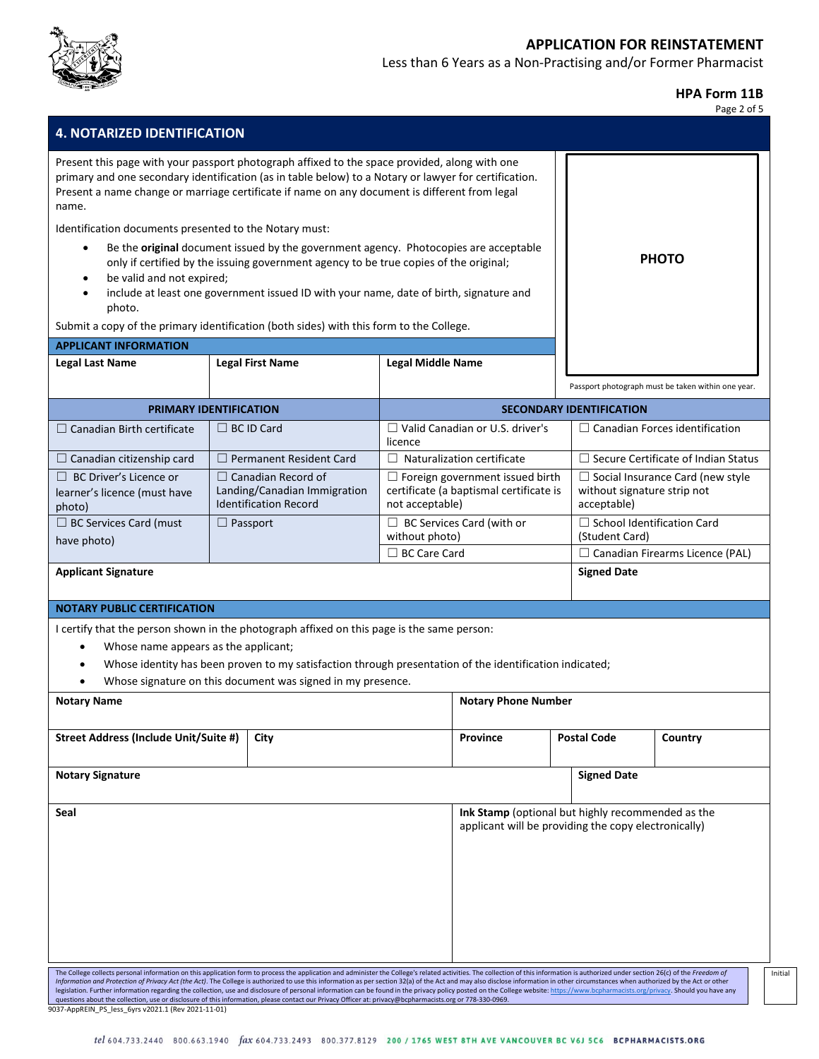# APPLICATION FOR REINSTATEMENT

Less than 6 Years as a Non-Practising and/or Former Pharmacist

**HPA Form 11B**

## 4. NOTARIZED IDENTIFICATION

Present this page with your passport photograph affixed to the space provided, along with one primary and one secondary identification (as in table below) to a Notary or lawyer for certification. Present a name change or marriage certificate if name on any document is different from legal name.

Identification documents presented to the Notary must:

- Be the **original** document issued by the government agency. Photocopies are acceptable only if certified by the issuing government agency to be true copies of the original;
- be valid and not expired;
- include at least one government issued ID with your name, date of birth, signature and photo.

Submit a copy of the primary identification (both sides) with this form to the College.

**PHOTO**

Passport photograph must be taken within one year.

### APPLICANT INFORMATION

| Legal Last Name | Legal First Name | Legal Middle Name |
|---|---|---|
| | | |

| PRIMARY IDENTIFICATION | | SECONDARY IDENTIFICATION | |
|---|---|---|---|
| ☐ Canadian Birth certificate | ☐ BC ID Card | ☐ Valid Canadian or U.S. driver's licence | ☐ Canadian Forces identification |
| ☐ Canadian citizenship card | ☐ Permanent Resident Card | ☐ Naturalization certificate | ☐ Secure Certificate of Indian Status |
| ☐ BC Driver's Licence or learner's licence (must have photo) | ☐ Canadian Record of Landing/Canadian Immigration Identification Record | ☐ Foreign government issued birth certificate (a baptismal certificate is not acceptable) | ☐ Social Insurance Card (new style without signature strip not acceptable) |
| ☐ BC Services Card (must have photo) | ☐ Passport | ☐ BC Services Card (with or without photo) | ☐ School Identification Card (Student Card) |
| | | ☐ BC Care Card | ☐ Canadian Firearms Licence (PAL) |

| Applicant Signature | Signed Date |
|---|---|
| | |

### NOTARY PUBLIC CERTIFICATION

I certify that the person shown in the photograph affixed on this page is the same person:

- Whose name appears as the applicant;
- Whose identity has been proven to my satisfaction through presentation of the identification indicated;
- Whose signature on this document was signed in my presence.

| Notary Name | | Notary Phone Number | | |
|---|---|---|---|---|
| | | | | |
| **Street Address (Include Unit/Suite #)** | **City** | **Province** | **Postal Code** | **Country** |
| | | | | |

| Notary Signature | Signed Date |
|---|---|
| | |

| Seal | Ink Stamp (optional but highly recommended as the applicant will be providing the copy electronically) |
|---|---|
| | |

The College collects personal information on this application form to process the application and administer the College's related activities. The collection of this information is authorized under section 26(c) of the *Freedom of Information and Protection of Privacy Act (the Act)*. The College is authorized to use this information as per section 32(a) of the Act and may also disclose information in other circumstances when authorized by the Act or other legislation. Further information regarding the collection, use and disclosure of personal information can be found in the privacy policy posted on the College website: https://www.bcpharmacists.org/privacy. Should you have any questions about the collection, use or disclosure of this information, please contact our Privacy Officer at: privacy@bcpharmacists.org or 778-330-0969.

Initial

9037-AppREIN_PS_less_6yrs v2021.1 (Rev 2021-11-01)

*tel* 604.733.2440 800.663.1940 *fax* 604.733.2493 800.377.8129 200 / 1765 WEST 8TH AVE VANCOUVER BC V6J 5C6 BCPHARMACISTS.ORG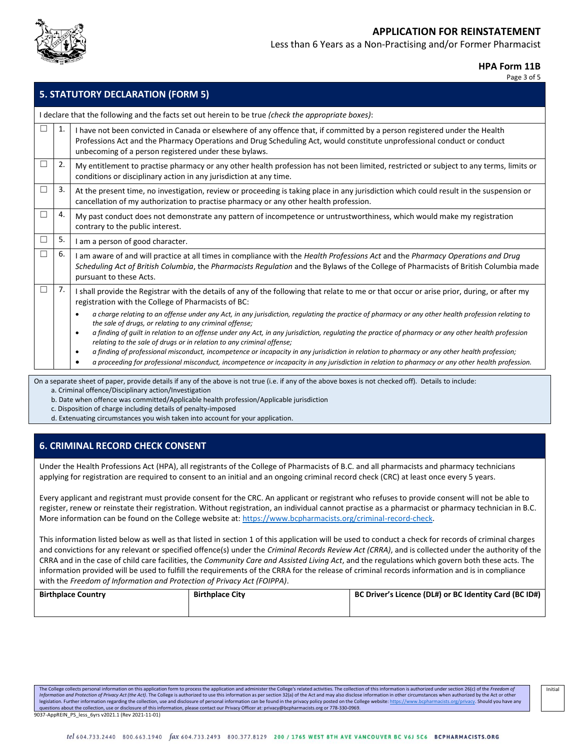## 5. STATUTORY DECLARATION (FORM 5)

I declare that the following and the facts set out herein to be true *(check the appropriate boxes)*:

| | | |
|---|---|---|
| ☐ | 1. | I have not been convicted in Canada or elsewhere of any offence that, if committed by a person registered under the Health Professions Act and the Pharmacy Operations and Drug Scheduling Act, would constitute unprofessional conduct or conduct unbecoming of a person registered under these bylaws. |
| ☐ | 2. | My entitlement to practise pharmacy or any other health profession has not been limited, restricted or subject to any terms, limits or conditions or disciplinary action in any jurisdiction at any time. |
| ☐ | 3. | At the present time, no investigation, review or proceeding is taking place in any jurisdiction which could result in the suspension or cancellation of my authorization to practise pharmacy or any other health profession. |
| ☐ | 4. | My past conduct does not demonstrate any pattern of incompetence or untrustworthiness, which would make my registration contrary to the public interest. |
| ☐ | 5. | I am a person of good character. |
| ☐ | 6. | I am aware of and will practice at all times in compliance with the *Health Professions Act* and the *Pharmacy Operations and Drug Scheduling Act of British Columbia*, the *Pharmacists Regulation* and the Bylaws of the College of Pharmacists of British Columbia made pursuant to these Acts. |
| ☐ | 7. | I shall provide the Registrar with the details of any of the following that relate to me or that occur or arise prior, during, or after my registration with the College of Pharmacists of BC: <br>• *a charge relating to an offense under any Act, in any jurisdiction, regulating the practice of pharmacy or any other health profession relating to the sale of drugs, or relating to any criminal offense;* <br>• *a finding of guilt in relation to an offense under any Act, in any jurisdiction, regulating the practice of pharmacy or any other health profession relating to the sale of drugs or in relation to any criminal offense;* <br>• *a finding of professional misconduct, incompetence or incapacity in any jurisdiction in relation to pharmacy or any other health profession;* <br>• *a proceeding for professional misconduct, incompetence or incapacity in any jurisdiction in relation to pharmacy or any other health profession.* |

On a separate sheet of paper, provide details if any of the above is not true (i.e. if any of the above boxes is not checked off). Details to include:

a. Criminal offence/Disciplinary action/Investigation
b. Date when offence was committed/Applicable health profession/Applicable jurisdiction
c. Disposition of charge including details of penalty-imposed
d. Extenuating circumstances you wish taken into account for your application.

## 6. CRIMINAL RECORD CHECK CONSENT

Under the Health Professions Act (HPA), all registrants of the College of Pharmacists of B.C. and all pharmacists and pharmacy technicians applying for registration are required to consent to an initial and an ongoing criminal record check (CRC) at least once every 5 years.

Every applicant and registrant must provide consent for the CRC. An applicant or registrant who refuses to provide consent will not be able to register, renew or reinstate their registration. Without registration, an individual cannot practise as a pharmacist or pharmacy technician in B.C. More information can be found on the College website: https://www.bcpharmacists.org/criminal-record-check.

This information listed below as well as that listed in section 1 of this application will be used to conduct a check for records of criminal charges and convictions for any relevant or specified offence(s) under the *Criminal Records Review Act (CRRA)*, and is collected under the authority of the CRRA and in the case of child care facilities, the *Community Care and Assisted Living Act*, and the regulations which govern both these acts. The information provided will be used to fulfill the requirements of the CRRA for the release of criminal records information and is in compliance with the *Freedom of Information and Protection of Privacy Act (FOIPPA)*.

| Birthplace Country | Birthplace City | BC Driver's Licence (DL#) or BC Identity Card (BC ID#) |
|---|---|---|
| | | |

The College collects personal information on this application form to process the application and administer the College's related activities. The collection of this information is authorized under section 26(c) of the *Freedom of Information and Protection of Privacy Act (the Act)*. The College is authorized to use this information as per section 32(a) of the Act and may also disclose information in other circumstances when authorized by the Act or other legislation. Further information regarding the collection, use and disclosure of personal information can be found in the privacy policy posted on the College website: https://www.bcpharmacists.org/privacy. Should you have any questions about the collection, use or disclosure of this information, please contact our Privacy Officer at: privacy@bcpharmacists.org or 778-330-0969.

Initial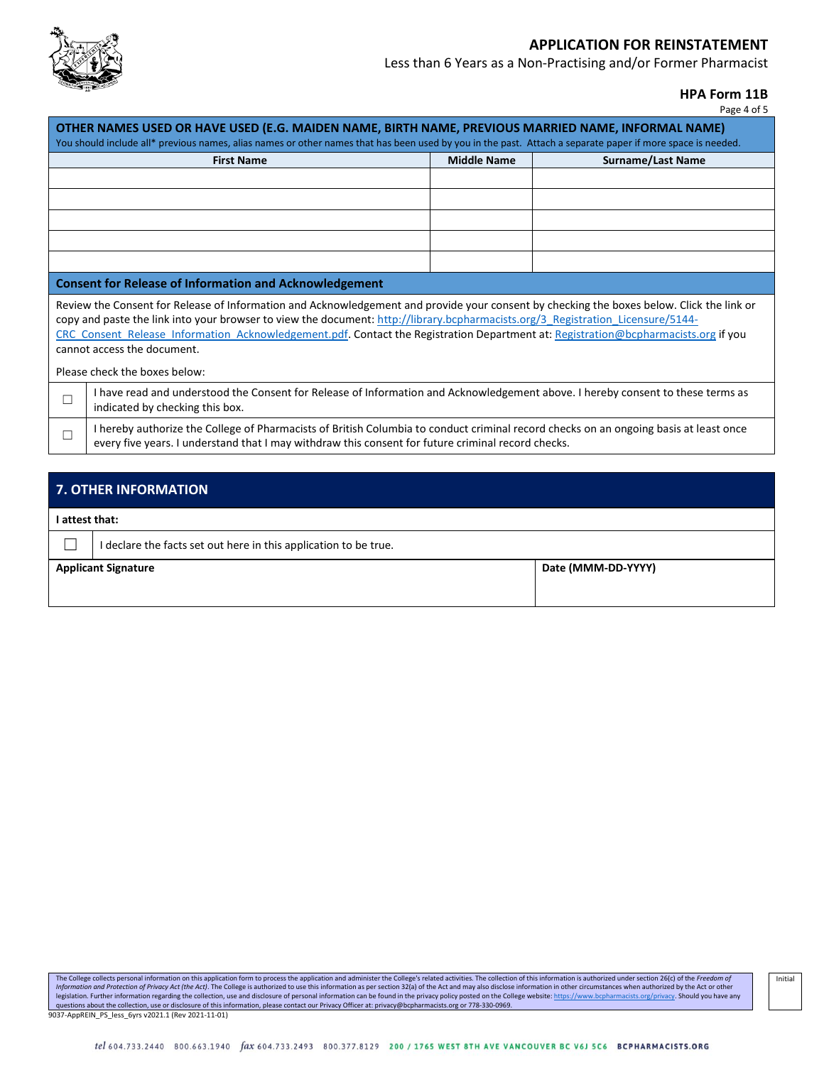## OTHER NAMES USED OR HAVE USED (E.G. MAIDEN NAME, BIRTH NAME, PREVIOUS MARRIED NAME, INFORMAL NAME)

You should include all* previous names, alias names or other names that has been used by you in the past. Attach a separate paper if more space is needed.

| First Name | Middle Name | Surname/Last Name |
|---|---|---|
| | | |
| | | |
| | | |
| | | |
| | | |

### Consent for Release of Information and Acknowledgement

Review the Consent for Release of Information and Acknowledgement and provide your consent by checking the boxes below. Click the link or copy and paste the link into your browser to view the document: http://library.bcpharmacists.org/3_Registration_Licensure/5144-CRC_Consent_Release_Information_Acknowledgement.pdf. Contact the Registration Department at: Registration@bcpharmacists.org if you cannot access the document.

Please check the boxes below:

- ☐ I have read and understood the Consent for Release of Information and Acknowledgement above. I hereby consent to these terms as indicated by checking this box.
- ☐ I hereby authorize the College of Pharmacists of British Columbia to conduct criminal record checks on an ongoing basis at least once every five years. I understand that I may withdraw this consent for future criminal record checks.

## 7. OTHER INFORMATION

**I attest that:**

- ☐ I declare the facts set out here in this application to be true.

| Applicant Signature | Date (MMM-DD-YYYY) |
|---|---|
| | |

The College collects personal information on this application form to process the application and administer the College's related activities. The collection of this information is authorized under section 26(c) of the *Freedom of Information and Protection of Privacy Act (the Act)*. The College is authorized to use this information as per section 32(a) of the Act and may also disclose information in other circumstances when authorized by the Act or other legislation. Further information regarding the collection, use and disclosure of personal information can be found in the privacy policy posted on the College website: https://www.bcpharmacists.org/privacy. Should you have any questions about the collection, use or disclosure of this information, please contact our Privacy Officer at: privacy@bcpharmacists.org or 778-330-0969.

Initial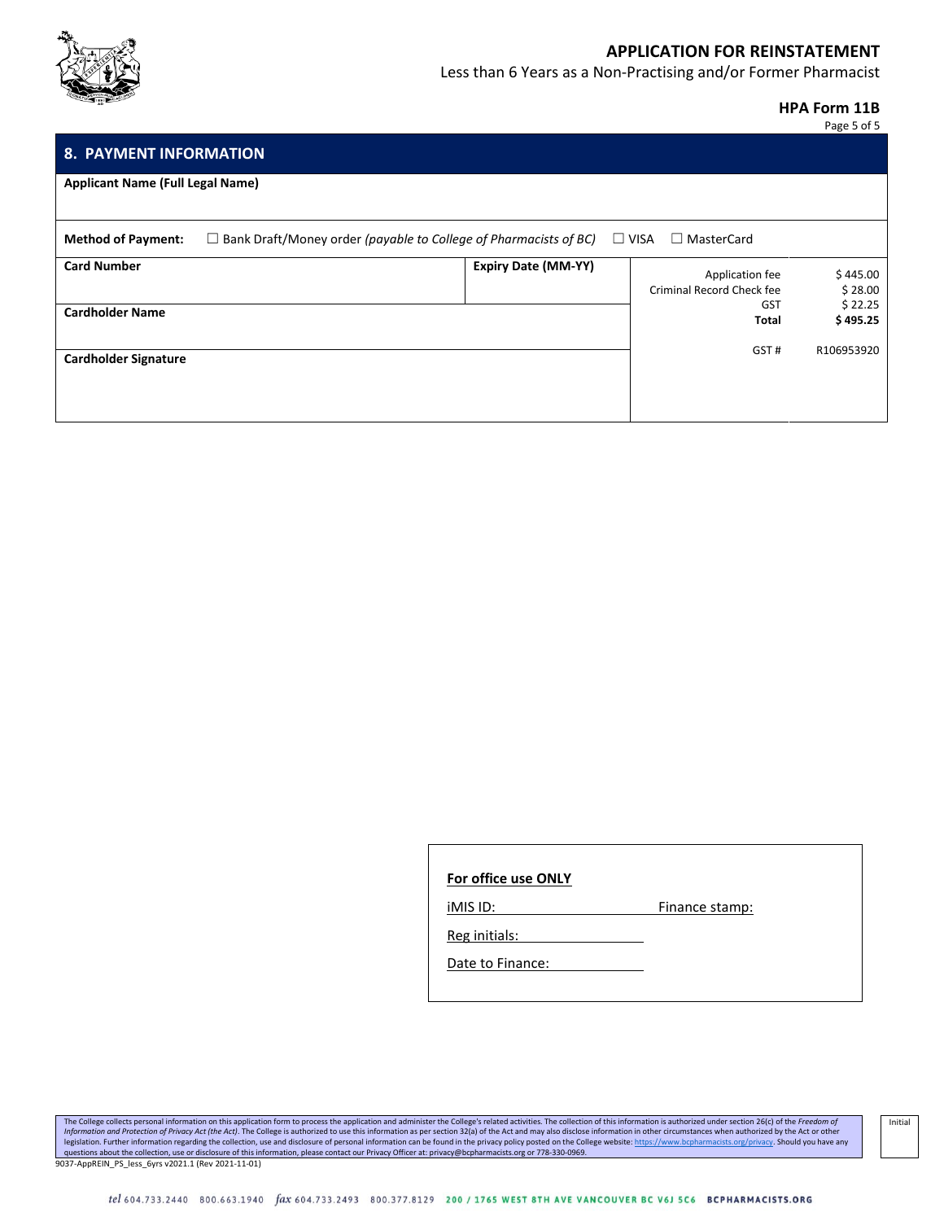# APPLICATION FOR REINSTATEMENT

Less than 6 Years as a Non-Practising and/or Former Pharmacist

**HPA Form 11B**

## 8. PAYMENT INFORMATION

**Applicant Name (Full Legal Name)**

**Method of Payment:** ☐ Bank Draft/Money order *(payable to College of Pharmacists of BC)* ☐ VISA ☐ MasterCard

| | | | |
|---|---|---|---|
| **Card Number** | **Expiry Date (MM-YY)** | Application fee | $ 445.00 |
| | | Criminal Record Check fee | $ 28.00 |
| **Cardholder Name** | | GST | $ 22.25 |
| | | **Total** | **$ 495.25** |
| **Cardholder Signature** | | GST # | R106953920 |

**For office use ONLY**

iMIS ID: Finance stamp:

Reg initials:

Date to Finance:

The College collects personal information on this application form to process the application and administer the College's related activities. The collection of this information is authorized under section 26(c) of the *Freedom of Information and Protection of Privacy Act (the Act)*. The College is authorized to use this information as per section 32(a) of the Act and may also disclose information in other circumstances when authorized by the Act or other legislation. Further information regarding the collection, use and disclosure of personal information can be found in the privacy policy posted on the College website: https://www.bcpharmacists.org/privacy. Should you have any questions about the collection, use or disclosure of this information, please contact our Privacy Officer at: privacy@bcpharmacists.org or 778-330-0969.

Initial

9037-AppREIN_PS_less_6yrs v2021.1 (Rev 2021-11-01)

tel 604.733.2440 800.663.1940 fax 604.733.2493 800.377.8129 200 / 1765 WEST 8TH AVE VANCOUVER BC V6J 5C6 BCPHARMACISTS.ORG